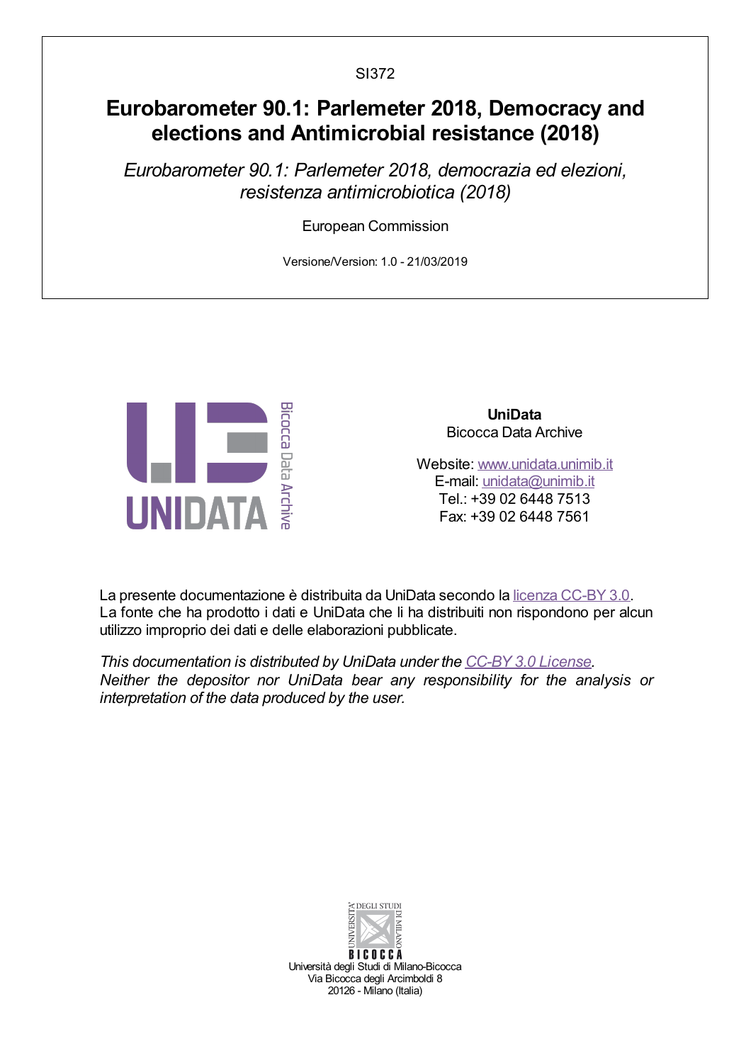SI372

# Eurobarometer 90.1: Parlemeter 2018, Democracy and elections and Antimicrobial resistance (2018)

*Eurobarometer 90.1: Parlemeter 2018, democrazia ed elezioni, resistenza antimicrobiotica (2018)*

European Commission

Versione/Version: 1.0 - 21/03/2019

UNIDATA Bicocca Data Archive

**UniData**
Bicocca Data Archive

Website: www.unidata.unimib.it
E-mail: unidata@unimib.it
Tel.: +39 02 6448 7513
Fax: +39 02 6448 7561

La presente documentazione è distribuita da UniData secondo la licenza CC-BY 3.0.
La fonte che ha prodotto i dati e UniData che li ha distribuiti non rispondono per alcun utilizzo improprio dei dati e delle elaborazioni pubblicate.

*This documentation is distributed by UniData under the CC-BY 3.0 License. Neither the depositor nor UniData bear any responsibility for the analysis or interpretation of the data produced by the user.*

Università degli Studi di Milano-Bicocca
Via Bicocca degli Arcimboldi 8
20126 - Milano (Italia)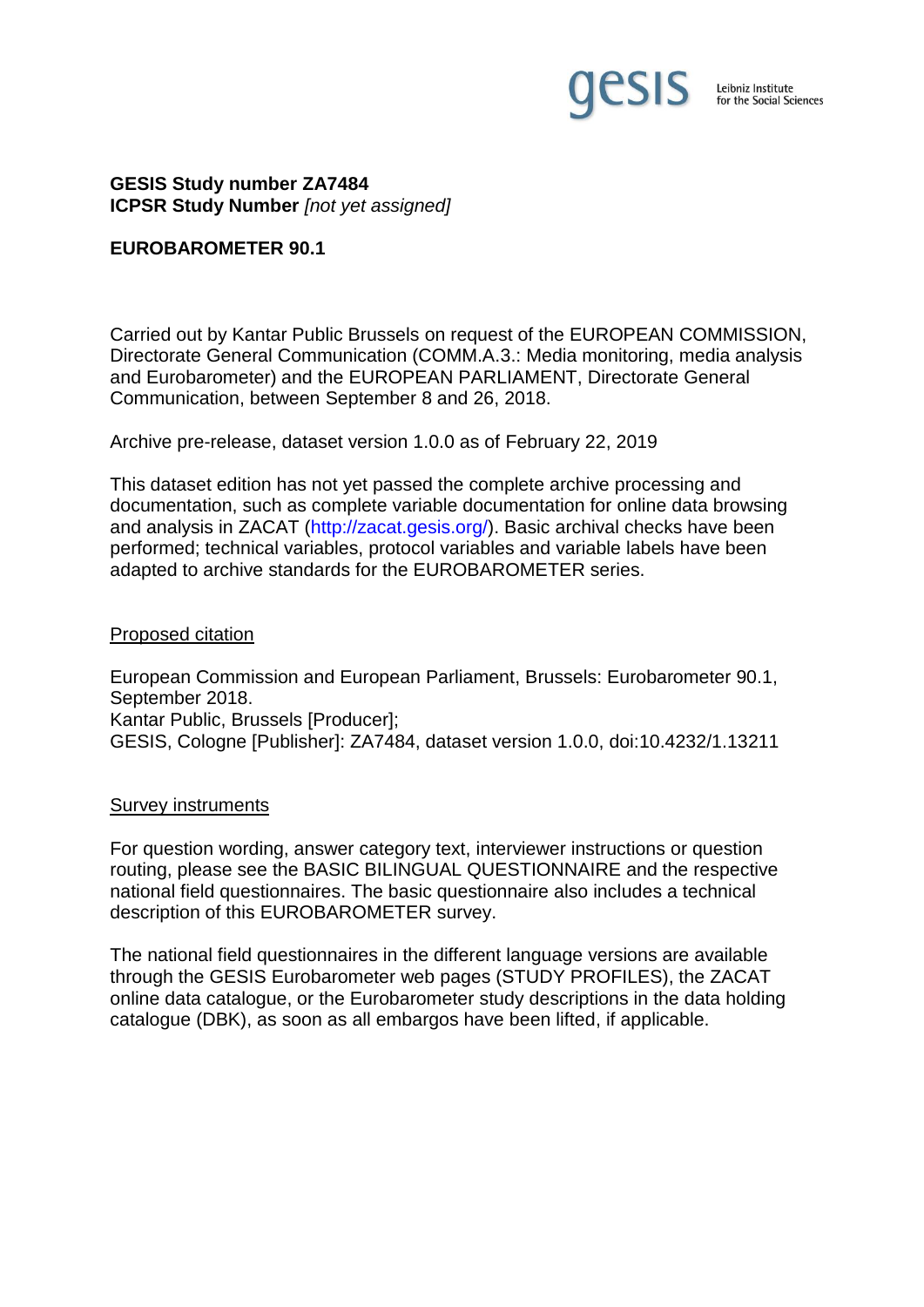**GESIS Study number ZA7484**
**ICPSR Study Number** *[not yet assigned]*

**EUROBAROMETER 90.1**

Carried out by Kantar Public Brussels on request of the EUROPEAN COMMISSION, Directorate General Communication (COMM.A.3.: Media monitoring, media analysis and Eurobarometer) and the EUROPEAN PARLIAMENT, Directorate General Communication, between September 8 and 26, 2018.

Archive pre-release, dataset version 1.0.0 as of February 22, 2019

This dataset edition has not yet passed the complete archive processing and documentation, such as complete variable documentation for online data browsing and analysis in ZACAT (http://zacat.gesis.org/). Basic archival checks have been performed; technical variables, protocol variables and variable labels have been adapted to archive standards for the EUROBAROMETER series.

<u>Proposed citation</u>

European Commission and European Parliament, Brussels: Eurobarometer 90.1, September 2018.
Kantar Public, Brussels [Producer];
GESIS, Cologne [Publisher]: ZA7484, dataset version 1.0.0, doi:10.4232/1.13211

<u>Survey instruments</u>

For question wording, answer category text, interviewer instructions or question routing, please see the BASIC BILINGUAL QUESTIONNAIRE and the respective national field questionnaires. The basic questionnaire also includes a technical description of this EUROBAROMETER survey.

The national field questionnaires in the different language versions are available through the GESIS Eurobarometer web pages (STUDY PROFILES), the ZACAT online data catalogue, or the Eurobarometer study descriptions in the data holding catalogue (DBK), as soon as all embargos have been lifted, if applicable.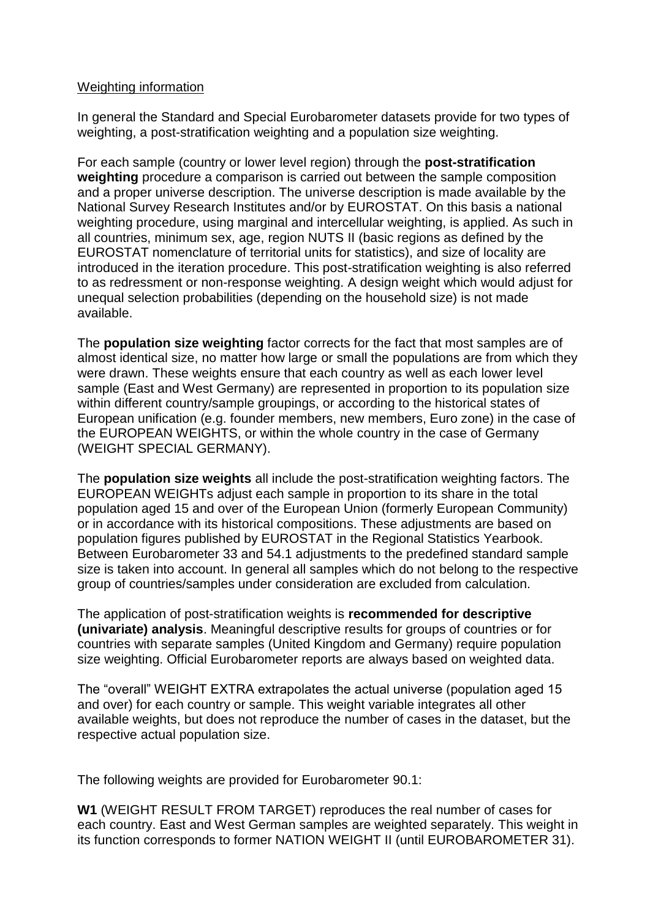Weighting information

In general the Standard and Special Eurobarometer datasets provide for two types of weighting, a post-stratification weighting and a population size weighting.

For each sample (country or lower level region) through the **post-stratification weighting** procedure a comparison is carried out between the sample composition and a proper universe description. The universe description is made available by the National Survey Research Institutes and/or by EUROSTAT. On this basis a national weighting procedure, using marginal and intercellular weighting, is applied. As such in all countries, minimum sex, age, region NUTS II (basic regions as defined by the EUROSTAT nomenclature of territorial units for statistics), and size of locality are introduced in the iteration procedure. This post-stratification weighting is also referred to as redressment or non-response weighting. A design weight which would adjust for unequal selection probabilities (depending on the household size) is not made available.

The **population size weighting** factor corrects for the fact that most samples are of almost identical size, no matter how large or small the populations are from which they were drawn. These weights ensure that each country as well as each lower level sample (East and West Germany) are represented in proportion to its population size within different country/sample groupings, or according to the historical states of European unification (e.g. founder members, new members, Euro zone) in the case of the EUROPEAN WEIGHTS, or within the whole country in the case of Germany (WEIGHT SPECIAL GERMANY).

The **population size weights** all include the post-stratification weighting factors. The EUROPEAN WEIGHTs adjust each sample in proportion to its share in the total population aged 15 and over of the European Union (formerly European Community) or in accordance with its historical compositions. These adjustments are based on population figures published by EUROSTAT in the Regional Statistics Yearbook. Between Eurobarometer 33 and 54.1 adjustments to the predefined standard sample size is taken into account. In general all samples which do not belong to the respective group of countries/samples under consideration are excluded from calculation.

The application of post-stratification weights is **recommended for descriptive (univariate) analysis**. Meaningful descriptive results for groups of countries or for countries with separate samples (United Kingdom and Germany) require population size weighting. Official Eurobarometer reports are always based on weighted data.

The "overall" WEIGHT EXTRA extrapolates the actual universe (population aged 15 and over) for each country or sample. This weight variable integrates all other available weights, but does not reproduce the number of cases in the dataset, but the respective actual population size.

The following weights are provided for Eurobarometer 90.1:

**W1** (WEIGHT RESULT FROM TARGET) reproduces the real number of cases for each country. East and West German samples are weighted separately. This weight in its function corresponds to former NATION WEIGHT II (until EUROBAROMETER 31).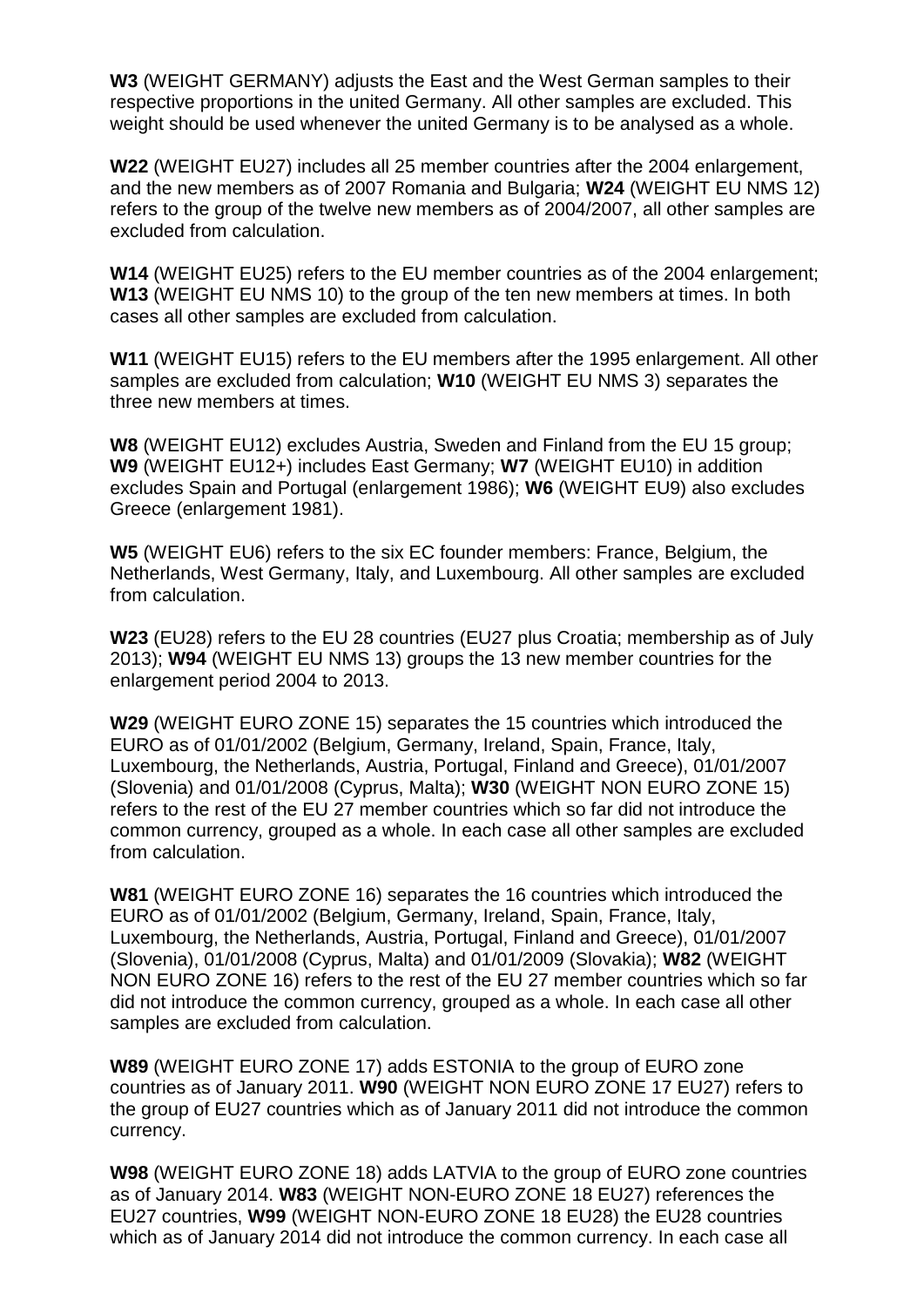**W3** (WEIGHT GERMANY) adjusts the East and the West German samples to their respective proportions in the united Germany. All other samples are excluded. This weight should be used whenever the united Germany is to be analysed as a whole.

**W22** (WEIGHT EU27) includes all 25 member countries after the 2004 enlargement, and the new members as of 2007 Romania and Bulgaria; **W24** (WEIGHT EU NMS 12) refers to the group of the twelve new members as of 2004/2007, all other samples are excluded from calculation.

**W14** (WEIGHT EU25) refers to the EU member countries as of the 2004 enlargement; **W13** (WEIGHT EU NMS 10) to the group of the ten new members at times. In both cases all other samples are excluded from calculation.

**W11** (WEIGHT EU15) refers to the EU members after the 1995 enlargement. All other samples are excluded from calculation; **W10** (WEIGHT EU NMS 3) separates the three new members at times.

**W8** (WEIGHT EU12) excludes Austria, Sweden and Finland from the EU 15 group; **W9** (WEIGHT EU12+) includes East Germany; **W7** (WEIGHT EU10) in addition excludes Spain and Portugal (enlargement 1986); **W6** (WEIGHT EU9) also excludes Greece (enlargement 1981).

**W5** (WEIGHT EU6) refers to the six EC founder members: France, Belgium, the Netherlands, West Germany, Italy, and Luxembourg. All other samples are excluded from calculation.

**W23** (EU28) refers to the EU 28 countries (EU27 plus Croatia; membership as of July 2013); **W94** (WEIGHT EU NMS 13) groups the 13 new member countries for the enlargement period 2004 to 2013.

**W29** (WEIGHT EURO ZONE 15) separates the 15 countries which introduced the EURO as of 01/01/2002 (Belgium, Germany, Ireland, Spain, France, Italy, Luxembourg, the Netherlands, Austria, Portugal, Finland and Greece), 01/01/2007 (Slovenia) and 01/01/2008 (Cyprus, Malta); **W30** (WEIGHT NON EURO ZONE 15) refers to the rest of the EU 27 member countries which so far did not introduce the common currency, grouped as a whole. In each case all other samples are excluded from calculation.

**W81** (WEIGHT EURO ZONE 16) separates the 16 countries which introduced the EURO as of 01/01/2002 (Belgium, Germany, Ireland, Spain, France, Italy, Luxembourg, the Netherlands, Austria, Portugal, Finland and Greece), 01/01/2007 (Slovenia), 01/01/2008 (Cyprus, Malta) and 01/01/2009 (Slovakia); **W82** (WEIGHT NON EURO ZONE 16) refers to the rest of the EU 27 member countries which so far did not introduce the common currency, grouped as a whole. In each case all other samples are excluded from calculation.

**W89** (WEIGHT EURO ZONE 17) adds ESTONIA to the group of EURO zone countries as of January 2011. **W90** (WEIGHT NON EURO ZONE 17 EU27) refers to the group of EU27 countries which as of January 2011 did not introduce the common currency.

**W98** (WEIGHT EURO ZONE 18) adds LATVIA to the group of EURO zone countries as of January 2014. **W83** (WEIGHT NON-EURO ZONE 18 EU27) references the EU27 countries, **W99** (WEIGHT NON-EURO ZONE 18 EU28) the EU28 countries which as of January 2014 did not introduce the common currency. In each case all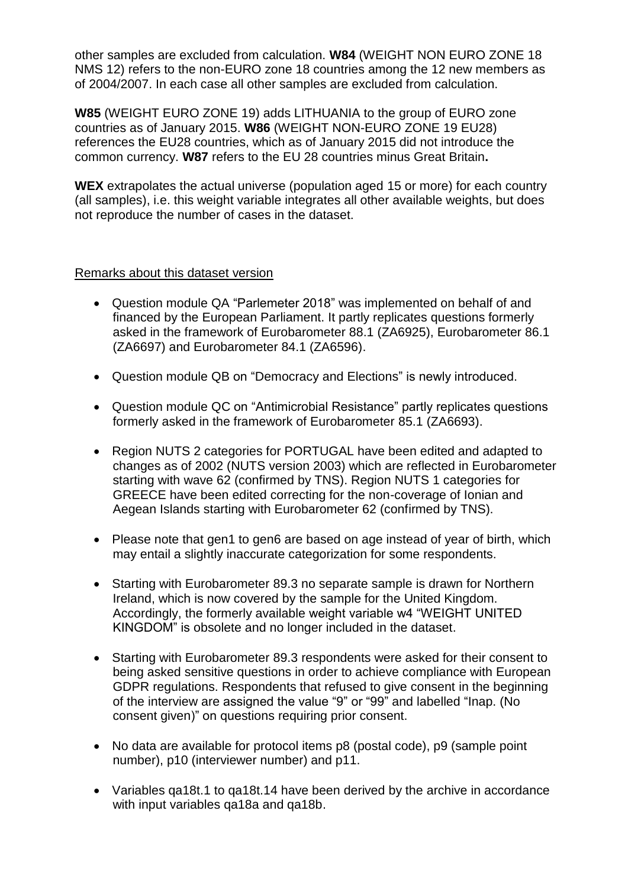other samples are excluded from calculation. **W84** (WEIGHT NON EURO ZONE 18 NMS 12) refers to the non-EURO zone 18 countries among the 12 new members as of 2004/2007. In each case all other samples are excluded from calculation.

**W85** (WEIGHT EURO ZONE 19) adds LITHUANIA to the group of EURO zone countries as of January 2015. **W86** (WEIGHT NON-EURO ZONE 19 EU28) references the EU28 countries, which as of January 2015 did not introduce the common currency. **W87** refers to the EU 28 countries minus Great Britain**.**

**WEX** extrapolates the actual universe (population aged 15 or more) for each country (all samples), i.e. this weight variable integrates all other available weights, but does not reproduce the number of cases in the dataset.

Remarks about this dataset version

- Question module QA "Parlemeter 2018" was implemented on behalf of and financed by the European Parliament. It partly replicates questions formerly asked in the framework of Eurobarometer 88.1 (ZA6925), Eurobarometer 86.1 (ZA6697) and Eurobarometer 84.1 (ZA6596).
- Question module QB on "Democracy and Elections" is newly introduced.
- Question module QC on "Antimicrobial Resistance" partly replicates questions formerly asked in the framework of Eurobarometer 85.1 (ZA6693).
- Region NUTS 2 categories for PORTUGAL have been edited and adapted to changes as of 2002 (NUTS version 2003) which are reflected in Eurobarometer starting with wave 62 (confirmed by TNS). Region NUTS 1 categories for GREECE have been edited correcting for the non-coverage of Ionian and Aegean Islands starting with Eurobarometer 62 (confirmed by TNS).
- Please note that gen1 to gen6 are based on age instead of year of birth, which may entail a slightly inaccurate categorization for some respondents.
- Starting with Eurobarometer 89.3 no separate sample is drawn for Northern Ireland, which is now covered by the sample for the United Kingdom. Accordingly, the formerly available weight variable w4 "WEIGHT UNITED KINGDOM" is obsolete and no longer included in the dataset.
- Starting with Eurobarometer 89.3 respondents were asked for their consent to being asked sensitive questions in order to achieve compliance with European GDPR regulations. Respondents that refused to give consent in the beginning of the interview are assigned the value "9" or "99" and labelled "Inap. (No consent given)" on questions requiring prior consent.
- No data are available for protocol items p8 (postal code), p9 (sample point number), p10 (interviewer number) and p11.
- Variables qa18t.1 to qa18t.14 have been derived by the archive in accordance with input variables qa18a and qa18b.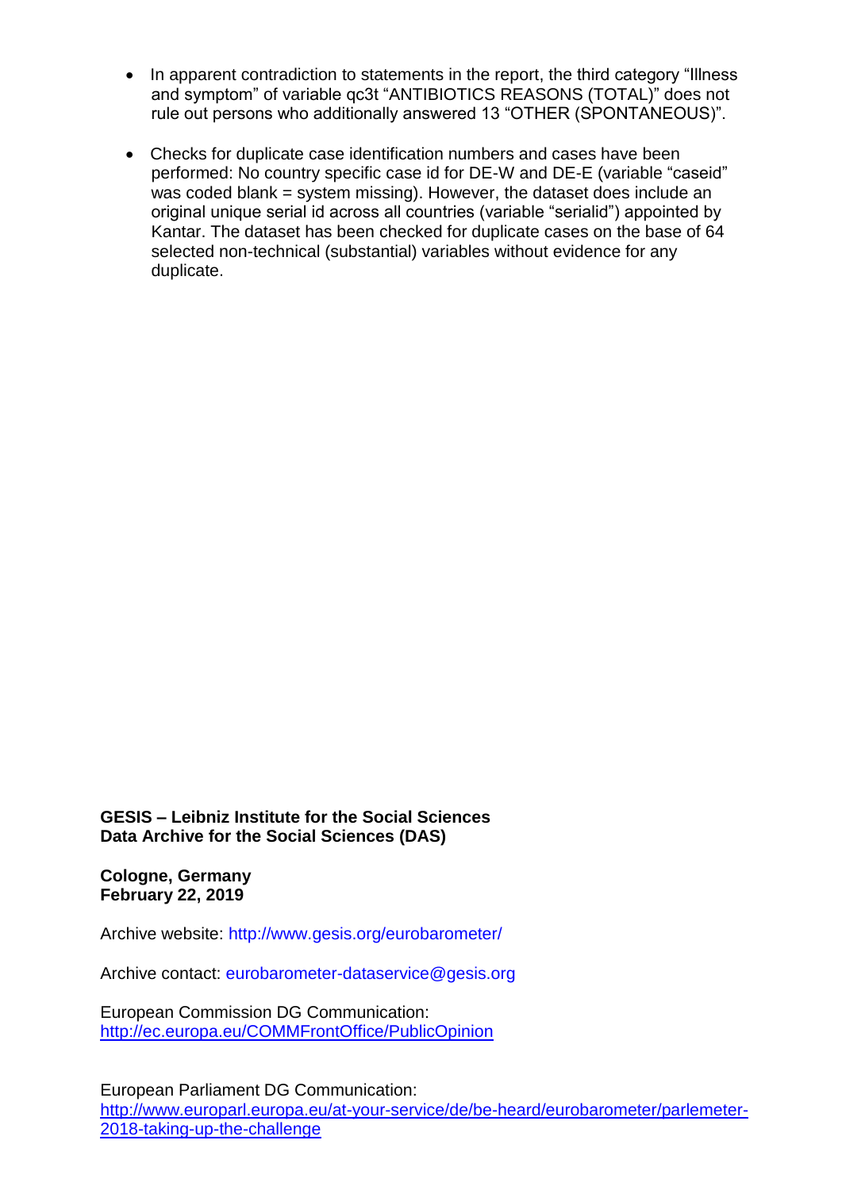- In apparent contradiction to statements in the report, the third category "Illness and symptom" of variable qc3t "ANTIBIOTICS REASONS (TOTAL)" does not rule out persons who additionally answered 13 "OTHER (SPONTANEOUS)".
- Checks for duplicate case identification numbers and cases have been performed: No country specific case id for DE-W and DE-E (variable "caseid" was coded blank = system missing). However, the dataset does include an original unique serial id across all countries (variable "serialid") appointed by Kantar. The dataset has been checked for duplicate cases on the base of 64 selected non-technical (substantial) variables without evidence for any duplicate.

**GESIS – Leibniz Institute for the Social Sciences**
**Data Archive for the Social Sciences (DAS)**

**Cologne, Germany**
**February 22, 2019**

Archive website: http://www.gesis.org/eurobarometer/

Archive contact: eurobarometer-dataservice@gesis.org

European Commission DG Communication:
http://ec.europa.eu/COMMFrontOffice/PublicOpinion

European Parliament DG Communication:
http://www.europarl.europa.eu/at-your-service/de/be-heard/eurobarometer/parlemeter-2018-taking-up-the-challenge